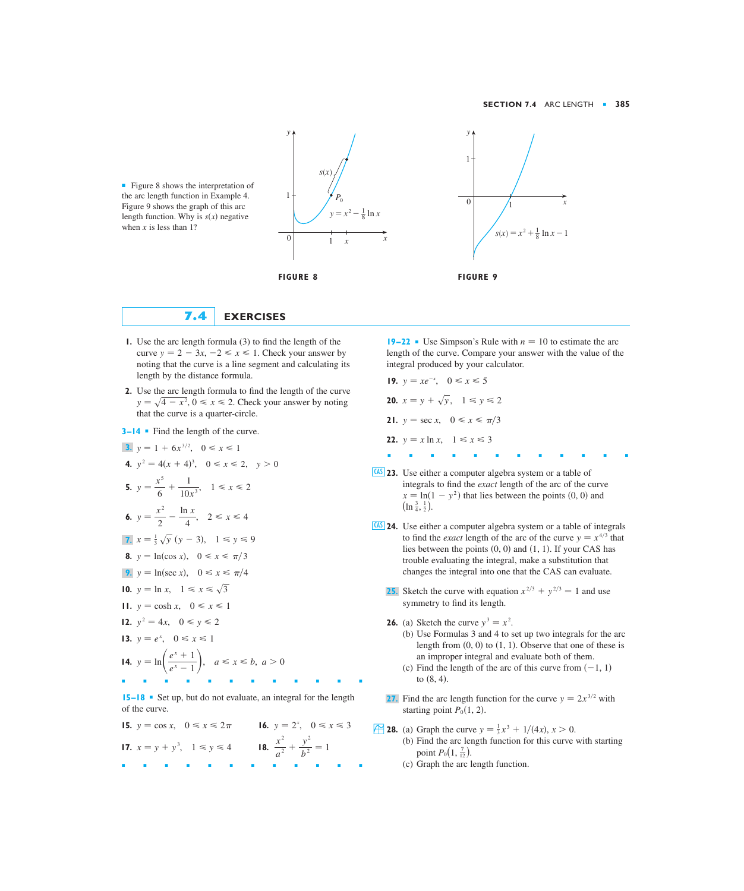■ Figure 8 shows the interpretation of the arc length function in Example 4. Figure 9 shows the graph of this arc length function. Why is $s(x)$ negative when $x$ is less than 1?

FIGURE 8

FIGURE 9

## 7.4 EXERCISES

1. Use the arc length formula (3) to find the length of the curve $y = 2 - 3x$, $-2 \leqslant x \leqslant 1$. Check your answer by noting that the curve is a line segment and calculating its length by the distance formula.

2. Use the arc length formula to find the length of the curve $y = \sqrt{4 - x^2}$, $0 \leqslant x \leqslant 2$. Check your answer by noting that the curve is a quarter-circle.

**3–14** ■ Find the length of the curve.

3. $y = 1 + 6x^{3/2}$, $\quad 0 \leqslant x \leqslant 1$

4. $y^2 = 4(x + 4)^3$, $\quad 0 \leqslant x \leqslant 2$, $\quad y > 0$

5. $y = \dfrac{x^5}{6} + \dfrac{1}{10x^3}$, $\quad 1 \leqslant x \leqslant 2$

6. $y = \dfrac{x^2}{2} - \dfrac{\ln x}{4}$, $\quad 2 \leqslant x \leqslant 4$

7. $x = \frac{1}{3}\sqrt{y}\,(y - 3)$, $\quad 1 \leqslant y \leqslant 9$

8. $y = \ln(\cos x)$, $\quad 0 \leqslant x \leqslant \pi/3$

9. $y = \ln(\sec x)$, $\quad 0 \leqslant x \leqslant \pi/4$

10. $y = \ln x$, $\quad 1 \leqslant x \leqslant \sqrt{3}$

11. $y = \cosh x$, $\quad 0 \leqslant x \leqslant 1$

12. $y^2 = 4x$, $\quad 0 \leqslant y \leqslant 2$

13. $y = e^x$, $\quad 0 \leqslant x \leqslant 1$

14. $y = \ln\left(\dfrac{e^x + 1}{e^x - 1}\right)$, $\quad a \leqslant x \leqslant b$, $a > 0$

**15–18** ■ Set up, but do not evaluate, an integral for the length of the curve.

15. $y = \cos x$, $\quad 0 \leqslant x \leqslant 2\pi$

16. $y = 2^x$, $\quad 0 \leqslant x \leqslant 3$

17. $x = y + y^3$, $\quad 1 \leqslant y \leqslant 4$

18. $\dfrac{x^2}{a^2} + \dfrac{y^2}{b^2} = 1$

**19–22** ■ Use Simpson's Rule with $n = 10$ to estimate the arc length of the curve. Compare your answer with the value of the integral produced by your calculator.

19. $y = xe^{-x}$, $\quad 0 \leqslant x \leqslant 5$

20. $x = y + \sqrt{y}$, $\quad 1 \leqslant y \leqslant 2$

21. $y = \sec x$, $\quad 0 \leqslant x \leqslant \pi/3$

22. $y = x \ln x$, $\quad 1 \leqslant x \leqslant 3$

23. Use either a computer algebra system or a table of integrals to find the *exact* length of the arc of the curve $x = \ln(1 - y^2)$ that lies between the points $(0, 0)$ and $\left(\ln \frac{3}{4}, \frac{1}{2}\right)$.

24. Use either a computer algebra system or a table of integrals to find the *exact* length of the arc of the curve $y = x^{4/3}$ that lies between the points $(0, 0)$ and $(1, 1)$. If your CAS has trouble evaluating the integral, make a substitution that changes the integral into one that the CAS can evaluate.

25. Sketch the curve with equation $x^{2/3} + y^{2/3} = 1$ and use symmetry to find its length.

26. (a) Sketch the curve $y^3 = x^2$.
(b) Use Formulas 3 and 4 to set up two integrals for the arc length from $(0, 0)$ to $(1, 1)$. Observe that one of these is an improper integral and evaluate both of them.
(c) Find the length of the arc of this curve from $(-1, 1)$ to $(8, 4)$.

27. Find the arc length function for the curve $y = 2x^{3/2}$ with starting point $P_0(1, 2)$.

28. (a) Graph the curve $y = \frac{1}{3}x^3 + 1/(4x)$, $x > 0$.
(b) Find the arc length function for this curve with starting point $P_0\left(1, \frac{7}{12}\right)$.
(c) Graph the arc length function.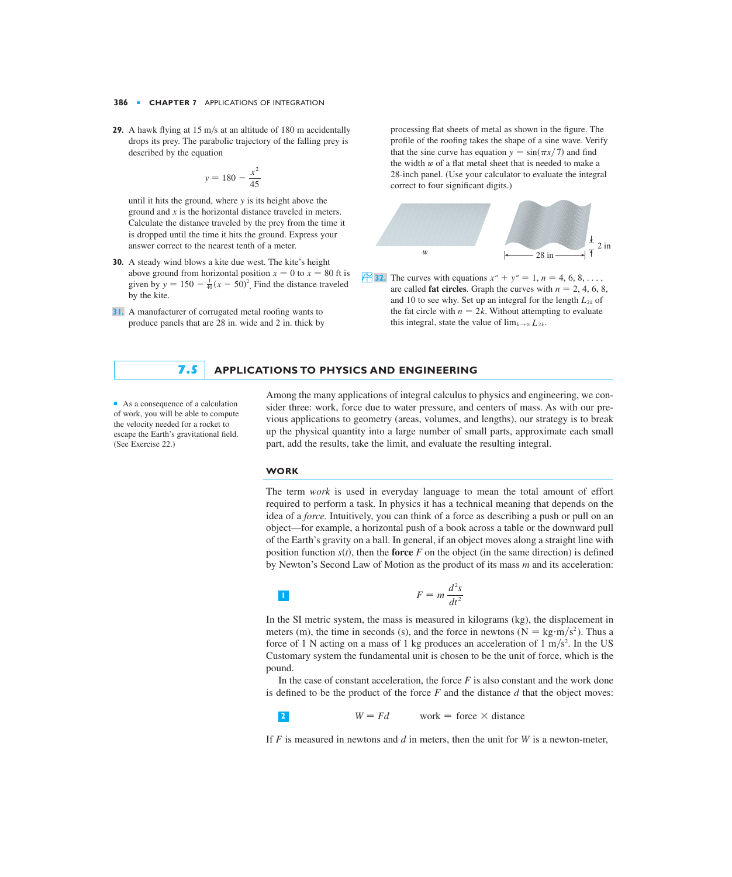**29.** A hawk flying at 15 m/s at an altitude of 180 m accidentally drops its prey. The parabolic trajectory of the falling prey is described by the equation

$$y = 180 - \frac{x^2}{45}$$

until it hits the ground, where $y$ is its height above the ground and $x$ is the horizontal distance traveled in meters. Calculate the distance traveled by the prey from the time it is dropped until the time it hits the ground. Express your answer correct to the nearest tenth of a meter.

**30.** A steady wind blows a kite due west. The kite's height above ground from horizontal position $x = 0$ to $x = 80$ ft is given by $y = 150 - \frac{1}{40}(x - 50)^2$. Find the distance traveled by the kite.

**31.** A manufacturer of corrugated metal roofing wants to produce panels that are 28 in. wide and 2 in. thick by processing flat sheets of metal as shown in the figure. The profile of the roofing takes the shape of a sine wave. Verify that the sine curve has equation $y = \sin(\pi x/7)$ and find the width $w$ of a flat metal sheet that is needed to make a 28-inch panel. (Use your calculator to evaluate the integral correct to four significant digits.)

w

28 in

2 in

**32.** The curves with equations $x^n + y^n = 1$, $n = 4, 6, 8, \ldots$, are called **fat circles**. Graph the curves with $n = 2, 4, 6, 8$, and 10 to see why. Set up an integral for the length $L_{2k}$ of the fat circle with $n = 2k$. Without attempting to evaluate this integral, state the value of $\lim_{k \to \infty} L_{2k}$.

## 7.5 APPLICATIONS TO PHYSICS AND ENGINEERING

As a consequence of a calculation of work, you will be able to compute the velocity needed for a rocket to escape the Earth's gravitational field. (See Exercise 22.)

Among the many applications of integral calculus to physics and engineering, we consider three: work, force due to water pressure, and centers of mass. As with our previous applications to geometry (areas, volumes, and lengths), our strategy is to break up the physical quantity into a large number of small parts, approximate each small part, add the results, take the limit, and evaluate the resulting integral.

### WORK

The term *work* is used in everyday language to mean the total amount of effort required to perform a task. In physics it has a technical meaning that depends on the idea of a *force*. Intuitively, you can think of a force as describing a push or pull on an object—for example, a horizontal push of a book across a table or the downward pull of the Earth's gravity on a ball. In general, if an object moves along a straight line with position function $s(t)$, then the **force** $F$ on the object (in the same direction) is defined by Newton's Second Law of Motion as the product of its mass $m$ and its acceleration:

**1**
$$F = m\frac{d^2s}{dt^2}$$

In the SI metric system, the mass is measured in kilograms (kg), the displacement in meters (m), the time in seconds (s), and the force in newtons ($\text{N} = \text{kg}\cdot\text{m/s}^2$). Thus a force of 1 N acting on a mass of 1 kg produces an acceleration of 1 $\text{m/s}^2$. In the US Customary system the fundamental unit is chosen to be the unit of force, which is the pound.

In the case of constant acceleration, the force $F$ is also constant and the work done is defined to be the product of the force $F$ and the distance $d$ that the object moves:

**2**
$$W = Fd \qquad \text{work} = \text{force} \times \text{distance}$$

If $F$ is measured in newtons and $d$ in meters, then the unit for $W$ is a newton-meter,